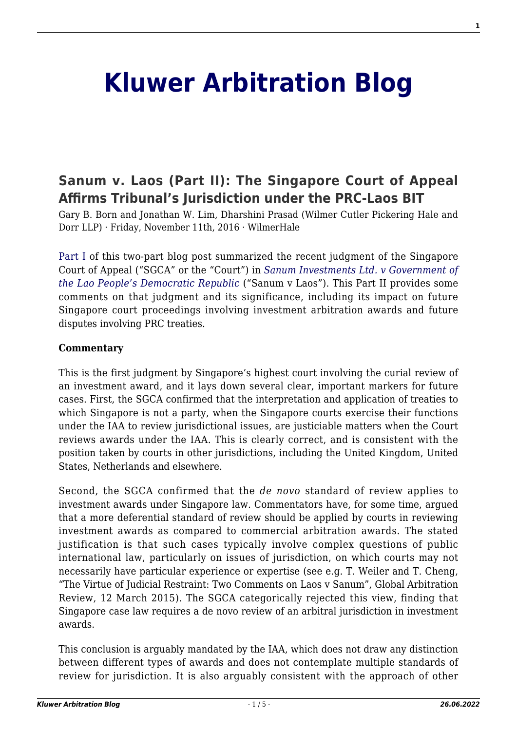# Kluwer Arbitration Blog

## Sanum v. Laos (Part II): The Singapore Court of Appeal Affirms Tribunal's Jurisdiction under the PRC-Laos BIT

Gary B. Born and Jonathan W. Lim, Dharshini Prasad (Wilmer Cutler Pickering Hale and Dorr LLP) · Friday, November 11th, 2016 · WilmerHale

Part I of this two-part blog post summarized the recent judgment of the Singapore Court of Appeal ("SGCA" or the "Court") in *Sanum Investments Ltd. v Government of the Lao People's Democratic Republic* ("Sanum v Laos"). This Part II provides some comments on that judgment and its significance, including its impact on future Singapore court proceedings involving investment arbitration awards and future disputes involving PRC treaties.

**Commentary**

This is the first judgment by Singapore's highest court involving the curial review of an investment award, and it lays down several clear, important markers for future cases. First, the SGCA confirmed that the interpretation and application of treaties to which Singapore is not a party, when the Singapore courts exercise their functions under the IAA to review jurisdictional issues, are justiciable matters when the Court reviews awards under the IAA. This is clearly correct, and is consistent with the position taken by courts in other jurisdictions, including the United Kingdom, United States, Netherlands and elsewhere.

Second, the SGCA confirmed that the *de novo* standard of review applies to investment awards under Singapore law. Commentators have, for some time, argued that a more deferential standard of review should be applied by courts in reviewing investment awards as compared to commercial arbitration awards. The stated justification is that such cases typically involve complex questions of public international law, particularly on issues of jurisdiction, on which courts may not necessarily have particular experience or expertise (see e.g. T. Weiler and T. Cheng, "The Virtue of Judicial Restraint: Two Comments on Laos v Sanum", Global Arbitration Review, 12 March 2015). The SGCA categorically rejected this view, finding that Singapore case law requires a de novo review of an arbitral jurisdiction in investment awards.

This conclusion is arguably mandated by the IAA, which does not draw any distinction between different types of awards and does not contemplate multiple standards of review for jurisdiction. It is also arguably consistent with the approach of other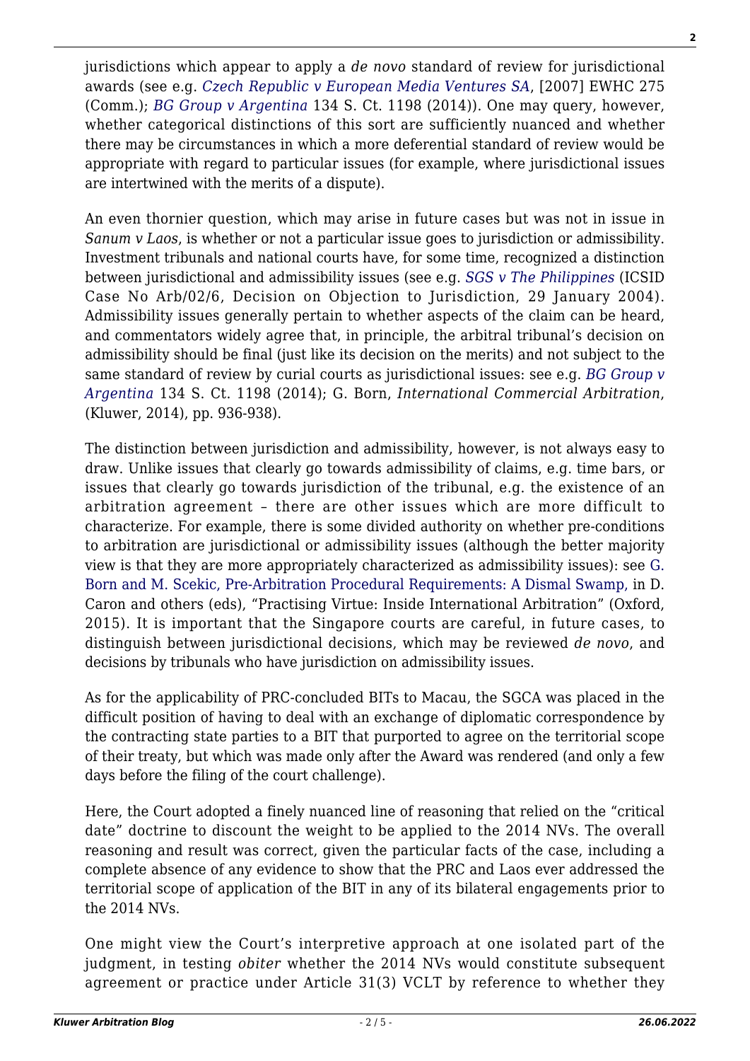jurisdictions which appear to apply a *de novo* standard of review for jurisdictional awards (see e.g. *Czech Republic v European Media Ventures SA*, [2007] EWHC 275 (Comm.); *BG Group v Argentina* 134 S. Ct. 1198 (2014)). One may query, however, whether categorical distinctions of this sort are sufficiently nuanced and whether there may be circumstances in which a more deferential standard of review would be appropriate with regard to particular issues (for example, where jurisdictional issues are intertwined with the merits of a dispute).

An even thornier question, which may arise in future cases but was not in issue in *Sanum v Laos*, is whether or not a particular issue goes to jurisdiction or admissibility. Investment tribunals and national courts have, for some time, recognized a distinction between jurisdictional and admissibility issues (see e.g. *SGS v The Philippines* (ICSID Case No Arb/02/6, Decision on Objection to Jurisdiction, 29 January 2004). Admissibility issues generally pertain to whether aspects of the claim can be heard, and commentators widely agree that, in principle, the arbitral tribunal's decision on admissibility should be final (just like its decision on the merits) and not subject to the same standard of review by curial courts as jurisdictional issues: see e.g. *BG Group v Argentina* 134 S. Ct. 1198 (2014); G. Born, *International Commercial Arbitration*, (Kluwer, 2014), pp. 936-938).

The distinction between jurisdiction and admissibility, however, is not always easy to draw. Unlike issues that clearly go towards admissibility of claims, e.g. time bars, or issues that clearly go towards jurisdiction of the tribunal, e.g. the existence of an arbitration agreement – there are other issues which are more difficult to characterize. For example, there is some divided authority on whether pre-conditions to arbitration are jurisdictional or admissibility issues (although the better majority view is that they are more appropriately characterized as admissibility issues): see G. Born and M. Scekic, Pre-Arbitration Procedural Requirements: A Dismal Swamp, in D. Caron and others (eds), "Practising Virtue: Inside International Arbitration" (Oxford, 2015). It is important that the Singapore courts are careful, in future cases, to distinguish between jurisdictional decisions, which may be reviewed *de novo*, and decisions by tribunals who have jurisdiction on admissibility issues.

As for the applicability of PRC-concluded BITs to Macau, the SGCA was placed in the difficult position of having to deal with an exchange of diplomatic correspondence by the contracting state parties to a BIT that purported to agree on the territorial scope of their treaty, but which was made only after the Award was rendered (and only a few days before the filing of the court challenge).

Here, the Court adopted a finely nuanced line of reasoning that relied on the "critical date" doctrine to discount the weight to be applied to the 2014 NVs. The overall reasoning and result was correct, given the particular facts of the case, including a complete absence of any evidence to show that the PRC and Laos ever addressed the territorial scope of application of the BIT in any of its bilateral engagements prior to the 2014 NVs.

One might view the Court's interpretive approach at one isolated part of the judgment, in testing *obiter* whether the 2014 NVs would constitute subsequent agreement or practice under Article 31(3) VCLT by reference to whether they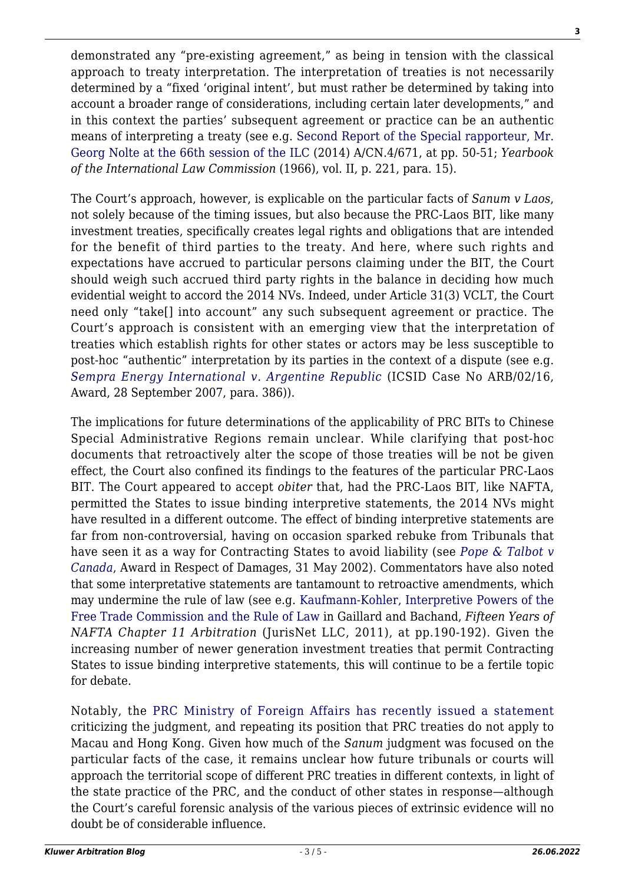demonstrated any "pre-existing agreement," as being in tension with the classical approach to treaty interpretation. The interpretation of treaties is not necessarily determined by a "fixed 'original intent', but must rather be determined by taking into account a broader range of considerations, including certain later developments," and in this context the parties' subsequent agreement or practice can be an authentic means of interpreting a treaty (see e.g. Second Report of the Special rapporteur, Mr. Georg Nolte at the 66th session of the ILC (2014) A/CN.4/671, at pp. 50-51; *Yearbook of the International Law Commission* (1966), vol. II, p. 221, para. 15).

The Court's approach, however, is explicable on the particular facts of *Sanum v Laos*, not solely because of the timing issues, but also because the PRC-Laos BIT, like many investment treaties, specifically creates legal rights and obligations that are intended for the benefit of third parties to the treaty. And here, where such rights and expectations have accrued to particular persons claiming under the BIT, the Court should weigh such accrued third party rights in the balance in deciding how much evidential weight to accord the 2014 NVs. Indeed, under Article 31(3) VCLT, the Court need only "take[] into account" any such subsequent agreement or practice. The Court's approach is consistent with an emerging view that the interpretation of treaties which establish rights for other states or actors may be less susceptible to post-hoc "authentic" interpretation by its parties in the context of a dispute (see e.g. *Sempra Energy International v. Argentine Republic* (ICSID Case No ARB/02/16, Award, 28 September 2007, para. 386)).

The implications for future determinations of the applicability of PRC BITs to Chinese Special Administrative Regions remain unclear. While clarifying that post-hoc documents that retroactively alter the scope of those treaties will be not be given effect, the Court also confined its findings to the features of the particular PRC-Laos BIT. The Court appeared to accept *obiter* that, had the PRC-Laos BIT, like NAFTA, permitted the States to issue binding interpretive statements, the 2014 NVs might have resulted in a different outcome. The effect of binding interpretive statements are far from non-controversial, having on occasion sparked rebuke from Tribunals that have seen it as a way for Contracting States to avoid liability (see *Pope & Talbot v Canada*, Award in Respect of Damages, 31 May 2002). Commentators have also noted that some interpretative statements are tantamount to retroactive amendments, which may undermine the rule of law (see e.g. Kaufmann-Kohler, Interpretive Powers of the Free Trade Commission and the Rule of Law in Gaillard and Bachand, *Fifteen Years of NAFTA Chapter 11 Arbitration* (JurisNet LLC, 2011), at pp.190-192). Given the increasing number of newer generation investment treaties that permit Contracting States to issue binding interpretive statements, this will continue to be a fertile topic for debate.

Notably, the PRC Ministry of Foreign Affairs has recently issued a statement criticizing the judgment, and repeating its position that PRC treaties do not apply to Macau and Hong Kong. Given how much of the *Sanum* judgment was focused on the particular facts of the case, it remains unclear how future tribunals or courts will approach the territorial scope of different PRC treaties in different contexts, in light of the state practice of the PRC, and the conduct of other states in response—although the Court's careful forensic analysis of the various pieces of extrinsic evidence will no doubt be of considerable influence.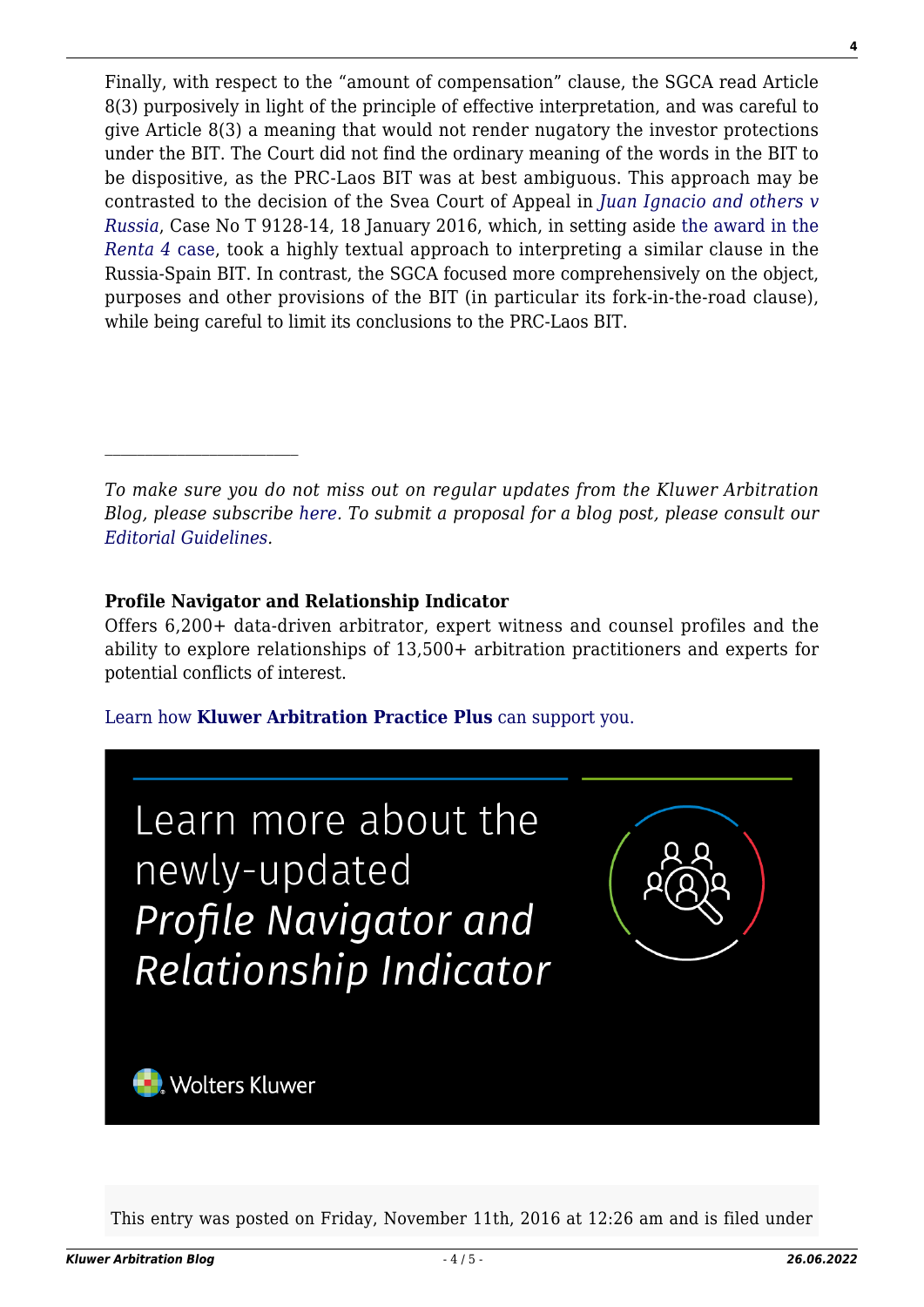Finally, with respect to the "amount of compensation" clause, the SGCA read Article 8(3) purposively in light of the principle of effective interpretation, and was careful to give Article 8(3) a meaning that would not render nugatory the investor protections under the BIT. The Court did not find the ordinary meaning of the words in the BIT to be dispositive, as the PRC-Laos BIT was at best ambiguous. This approach may be contrasted to the decision of the Svea Court of Appeal in *Juan Ignacio and others v Russia*, Case No T 9128-14, 18 January 2016, which, in setting aside the award in the *Renta 4* case, took a highly textual approach to interpreting a similar clause in the Russia-Spain BIT. In contrast, the SGCA focused more comprehensively on the object, purposes and other provisions of the BIT (in particular its fork-in-the-road clause), while being careful to limit its conclusions to the PRC-Laos BIT.

---

*To make sure you do not miss out on regular updates from the Kluwer Arbitration Blog, please subscribe here. To submit a proposal for a blog post, please consult our Editorial Guidelines.*

**Profile Navigator and Relationship Indicator**

Offers 6,200+ data-driven arbitrator, expert witness and counsel profiles and the ability to explore relationships of 13,500+ arbitration practitioners and experts for potential conflicts of interest.

Learn how **Kluwer Arbitration Practice Plus** can support you.

Learn more about the newly-updated *Profile Navigator and Relationship Indicator*

Wolters Kluwer

This entry was posted on Friday, November 11th, 2016 at 12:26 am and is filed under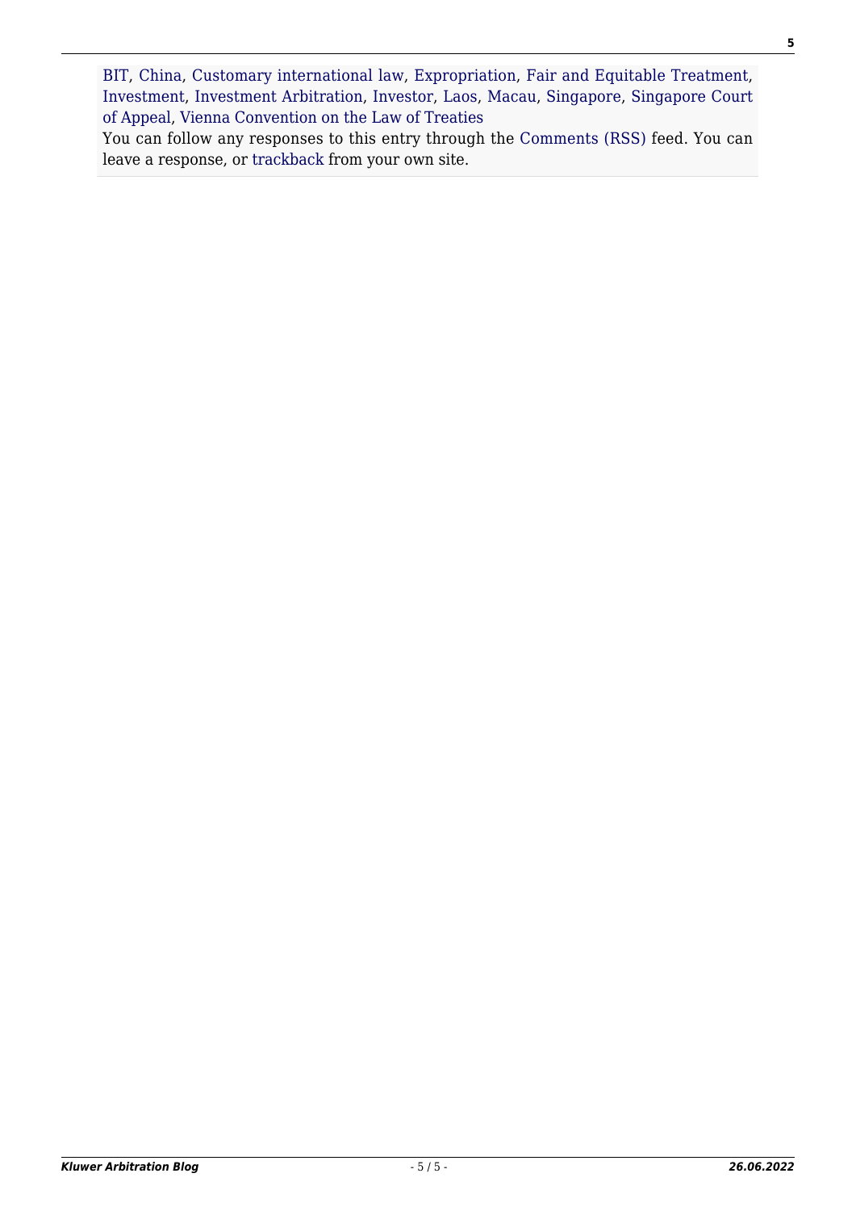BIT, China, Customary international law, Expropriation, Fair and Equitable Treatment, Investment, Investment Arbitration, Investor, Laos, Macau, Singapore, Singapore Court of Appeal, Vienna Convention on the Law of Treaties

You can follow any responses to this entry through the Comments (RSS) feed. You can leave a response, or trackback from your own site.